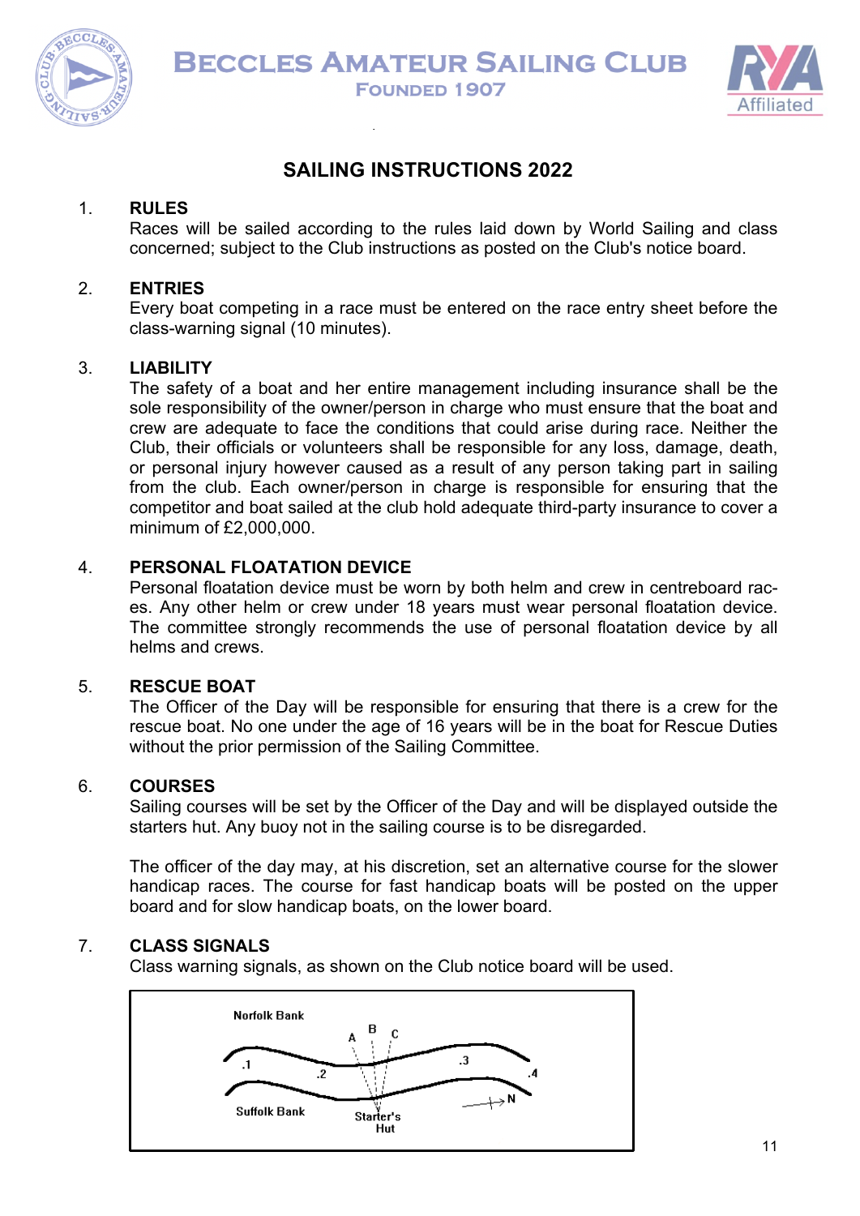# BECCLES AMATEUR SAILING CLUB

FOUNDED 1907

## SAILING INSTRUCTIONS 2022

1. **RULES**
   Races will be sailed according to the rules laid down by World Sailing and class concerned; subject to the Club instructions as posted on the Club's notice board.

2. **ENTRIES**
   Every boat competing in a race must be entered on the race entry sheet before the class-warning signal (10 minutes).

3. **LIABILITY**
   The safety of a boat and her entire management including insurance shall be the sole responsibility of the owner/person in charge who must ensure that the boat and crew are adequate to face the conditions that could arise during race. Neither the Club, their officials or volunteers shall be responsible for any loss, damage, death, or personal injury however caused as a result of any person taking part in sailing from the club. Each owner/person in charge is responsible for ensuring that the competitor and boat sailed at the club hold adequate third-party insurance to cover a minimum of £2,000,000.

4. **PERSONAL FLOATATION DEVICE**
   Personal floatation device must be worn by both helm and crew in centreboard races. Any other helm or crew under 18 years must wear personal floatation device. The committee strongly recommends the use of personal floatation device by all helms and crews.

5. **RESCUE BOAT**
   The Officer of the Day will be responsible for ensuring that there is a crew for the rescue boat. No one under the age of 16 years will be in the boat for Rescue Duties without the prior permission of the Sailing Committee.

6. **COURSES**
   Sailing courses will be set by the Officer of the Day and will be displayed outside the starters hut. Any buoy not in the sailing course is to be disregarded.

   The officer of the day may, at his discretion, set an alternative course for the slower handicap races. The course for fast handicap boats will be posted on the upper board and for slow handicap boats, on the lower board.

7. **CLASS SIGNALS**
   Class warning signals, as shown on the Club notice board will be used.

Norfolk Bank, Suffolk Bank, Starter's Hut, A, B, C, .1, .2, .3, .4, N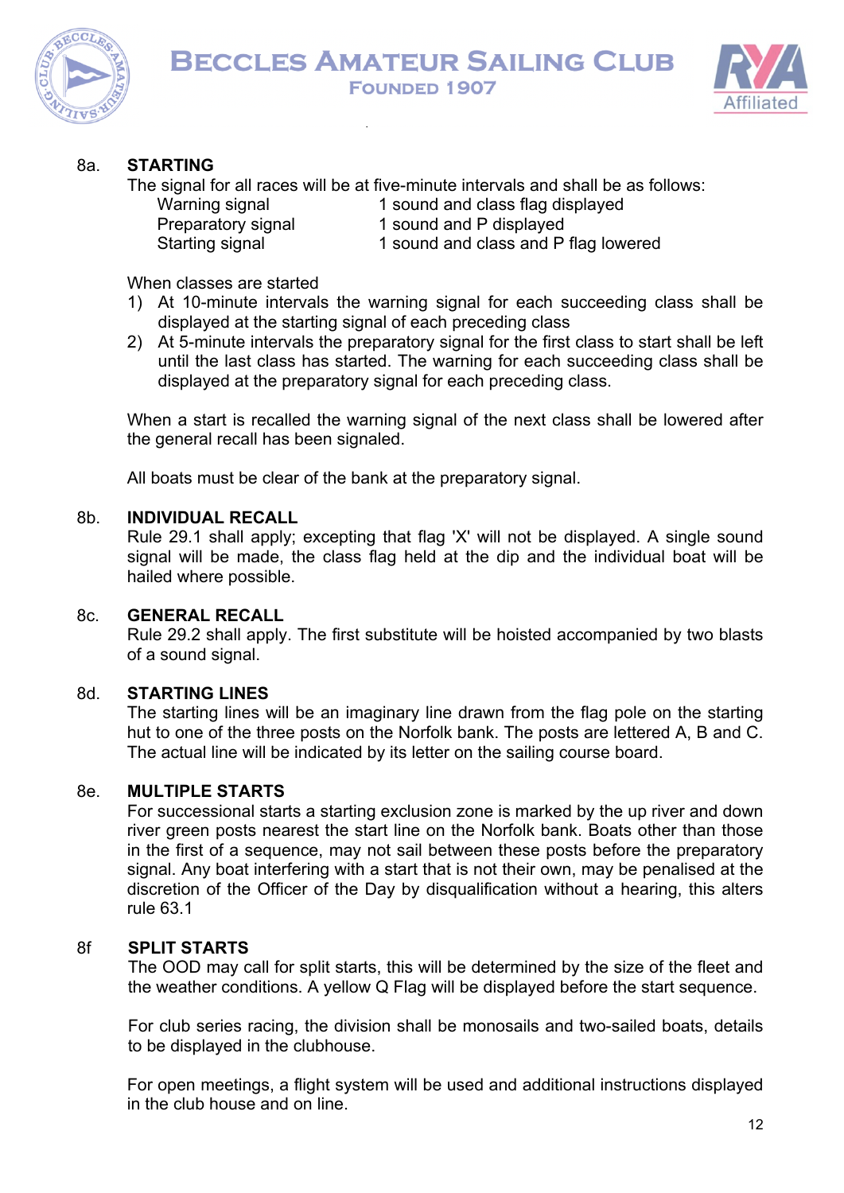## 8a. STARTING

The signal for all races will be at five-minute intervals and shall be as follows:

| | |
|---|---|
| Warning signal | 1 sound and class flag displayed |
| Preparatory signal | 1 sound and P displayed |
| Starting signal | 1 sound and class and P flag lowered |

When classes are started

1) At 10-minute intervals the warning signal for each succeeding class shall be displayed at the starting signal of each preceding class
2) At 5-minute intervals the preparatory signal for the first class to start shall be left until the last class has started. The warning for each succeeding class shall be displayed at the preparatory signal for each preceding class.

When a start is recalled the warning signal of the next class shall be lowered after the general recall has been signaled.

All boats must be clear of the bank at the preparatory signal.

## 8b. INDIVIDUAL RECALL

Rule 29.1 shall apply; excepting that flag 'X' will not be displayed. A single sound signal will be made, the class flag held at the dip and the individual boat will be hailed where possible.

## 8c. GENERAL RECALL

Rule 29.2 shall apply. The first substitute will be hoisted accompanied by two blasts of a sound signal.

## 8d. STARTING LINES

The starting lines will be an imaginary line drawn from the flag pole on the starting hut to one of the three posts on the Norfolk bank. The posts are lettered A, B and C. The actual line will be indicated by its letter on the sailing course board.

## 8e. MULTIPLE STARTS

For successional starts a starting exclusion zone is marked by the up river and down river green posts nearest the start line on the Norfolk bank. Boats other than those in the first of a sequence, may not sail between these posts before the preparatory signal. Any boat interfering with a start that is not their own, may be penalised at the discretion of the Officer of the Day by disqualification without a hearing, this alters rule 63.1

## 8f SPLIT STARTS

The OOD may call for split starts, this will be determined by the size of the fleet and the weather conditions. A yellow Q Flag will be displayed before the start sequence.

For club series racing, the division shall be monosails and two-sailed boats, details to be displayed in the clubhouse.

For open meetings, a flight system will be used and additional instructions displayed in the club house and on line.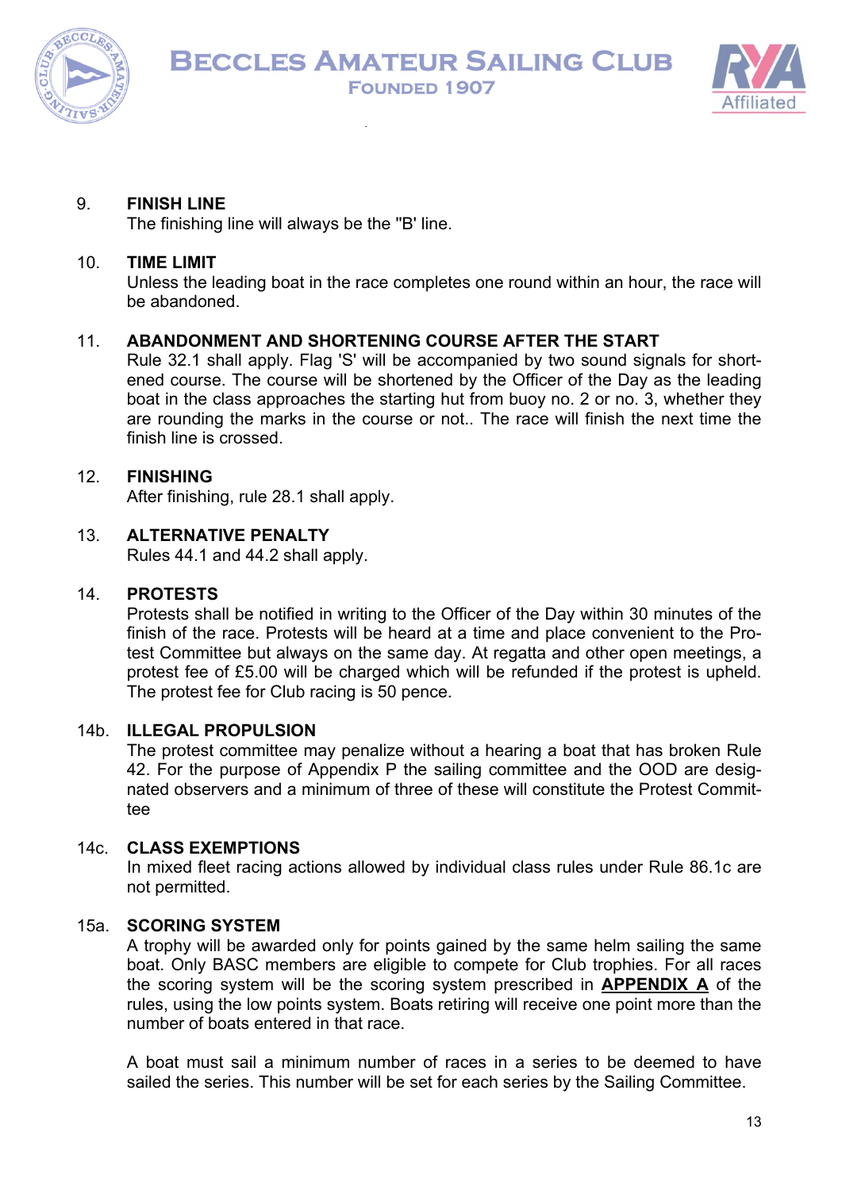9. **FINISH LINE**
The finishing line will always be the "B' line.

10. **TIME LIMIT**
Unless the leading boat in the race completes one round within an hour, the race will be abandoned.

11. **ABANDONMENT AND SHORTENING COURSE AFTER THE START**
Rule 32.1 shall apply. Flag 'S' will be accompanied by two sound signals for shortened course. The course will be shortened by the Officer of the Day as the leading boat in the class approaches the starting hut from buoy no. 2 or no. 3, whether they are rounding the marks in the course or not.. The race will finish the next time the finish line is crossed.

12. **FINISHING**
After finishing, rule 28.1 shall apply.

13. **ALTERNATIVE PENALTY**
Rules 44.1 and 44.2 shall apply.

14. **PROTESTS**
Protests shall be notified in writing to the Officer of the Day within 30 minutes of the finish of the race. Protests will be heard at a time and place convenient to the Protest Committee but always on the same day. At regatta and other open meetings, a protest fee of £5.00 will be charged which will be refunded if the protest is upheld. The protest fee for Club racing is 50 pence.

14b. **ILLEGAL PROPULSION**
The protest committee may penalize without a hearing a boat that has broken Rule 42. For the purpose of Appendix P the sailing committee and the OOD are designated observers and a minimum of three of these will constitute the Protest Committee

14c. **CLASS EXEMPTIONS**
In mixed fleet racing actions allowed by individual class rules under Rule 86.1c are not permitted.

15a. **SCORING SYSTEM**
A trophy will be awarded only for points gained by the same helm sailing the same boat. Only BASC members are eligible to compete for Club trophies. For all races the scoring system will be the scoring system prescribed in **APPENDIX A** of the rules, using the low points system. Boats retiring will receive one point more than the number of boats entered in that race.

A boat must sail a minimum number of races in a series to be deemed to have sailed the series. This number will be set for each series by the Sailing Committee.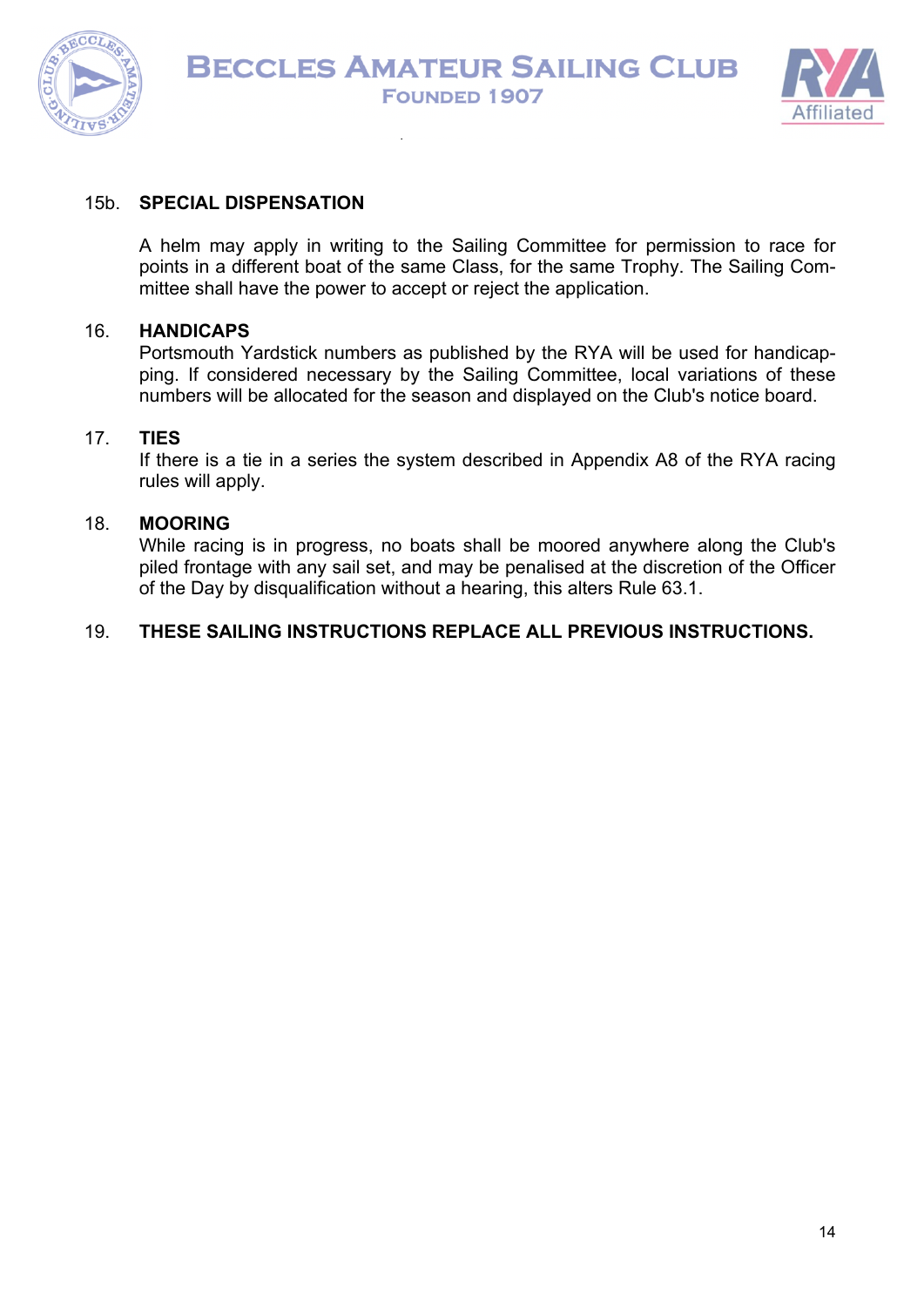## 15b. SPECIAL DISPENSATION

A helm may apply in writing to the Sailing Committee for permission to race for points in a different boat of the same Class, for the same Trophy. The Sailing Committee shall have the power to accept or reject the application.

## 16. HANDICAPS

Portsmouth Yardstick numbers as published by the RYA will be used for handicapping. If considered necessary by the Sailing Committee, local variations of these numbers will be allocated for the season and displayed on the Club's notice board.

## 17. TIES

If there is a tie in a series the system described in Appendix A8 of the RYA racing rules will apply.

## 18. MOORING

While racing is in progress, no boats shall be moored anywhere along the Club's piled frontage with any sail set, and may be penalised at the discretion of the Officer of the Day by disqualification without a hearing, this alters Rule 63.1.

## 19. THESE SAILING INSTRUCTIONS REPLACE ALL PREVIOUS INSTRUCTIONS.